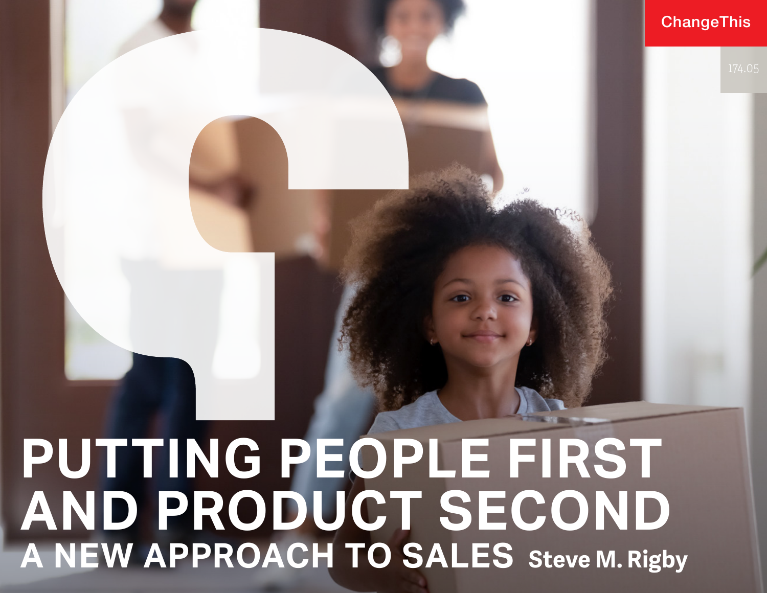ChangeThis

174.05

# PUTTING PEOPLE FIRST AND PRODUCT SECOND

## A NEW APPROACH TO SALES

Steve M. Rigby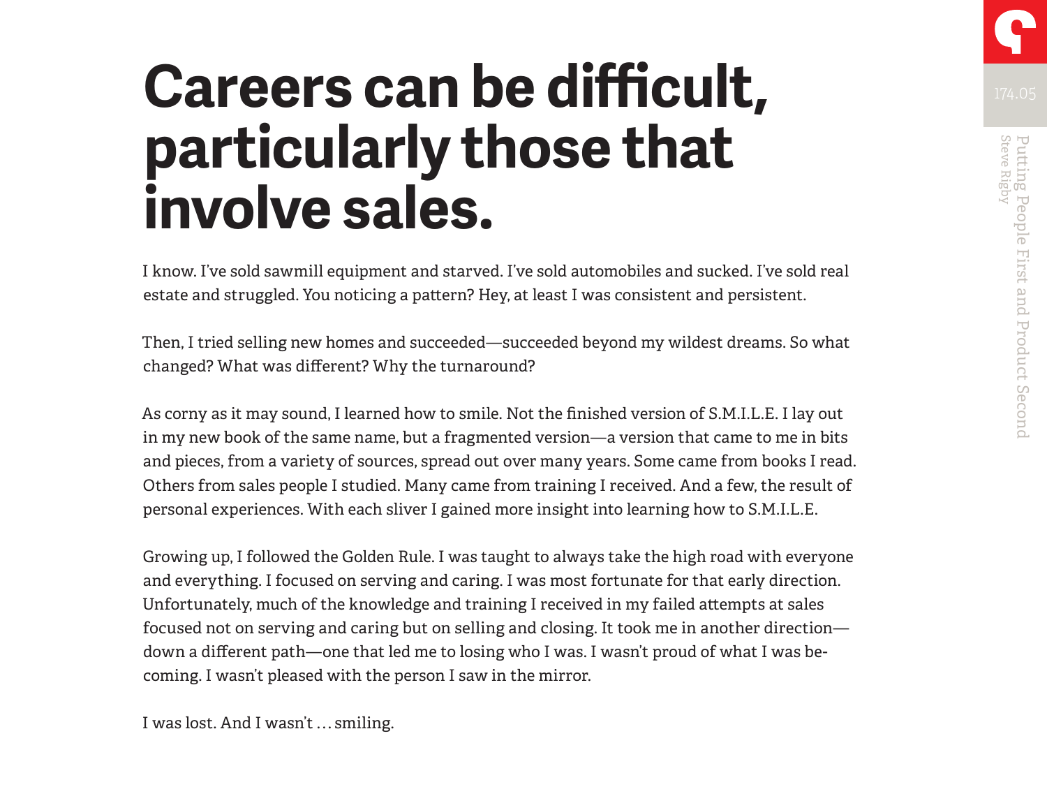# Careers can be difficult, particularly those that involve sales.

I know. I've sold sawmill equipment and starved. I've sold automobiles and sucked. I've sold real estate and struggled. You noticing a pattern? Hey, at least I was consistent and persistent.

Then, I tried selling new homes and succeeded—succeeded beyond my wildest dreams. So what changed? What was different? Why the turnaround?

As corny as it may sound, I learned how to smile. Not the finished version of S.M.I.L.E. I lay out in my new book of the same name, but a fragmented version—a version that came to me in bits and pieces, from a variety of sources, spread out over many years. Some came from books I read. Others from sales people I studied. Many came from training I received. And a few, the result of personal experiences. With each sliver I gained more insight into learning how to S.M.I.L.E.

Growing up, I followed the Golden Rule. I was taught to always take the high road with everyone and everything. I focused on serving and caring. I was most fortunate for that early direction. Unfortunately, much of the knowledge and training I received in my failed attempts at sales focused not on serving and caring but on selling and closing. It took me in another direction—down a different path—one that led me to losing who I was. I wasn't proud of what I was becoming. I wasn't pleased with the person I saw in the mirror.

I was lost. And I wasn't … smiling.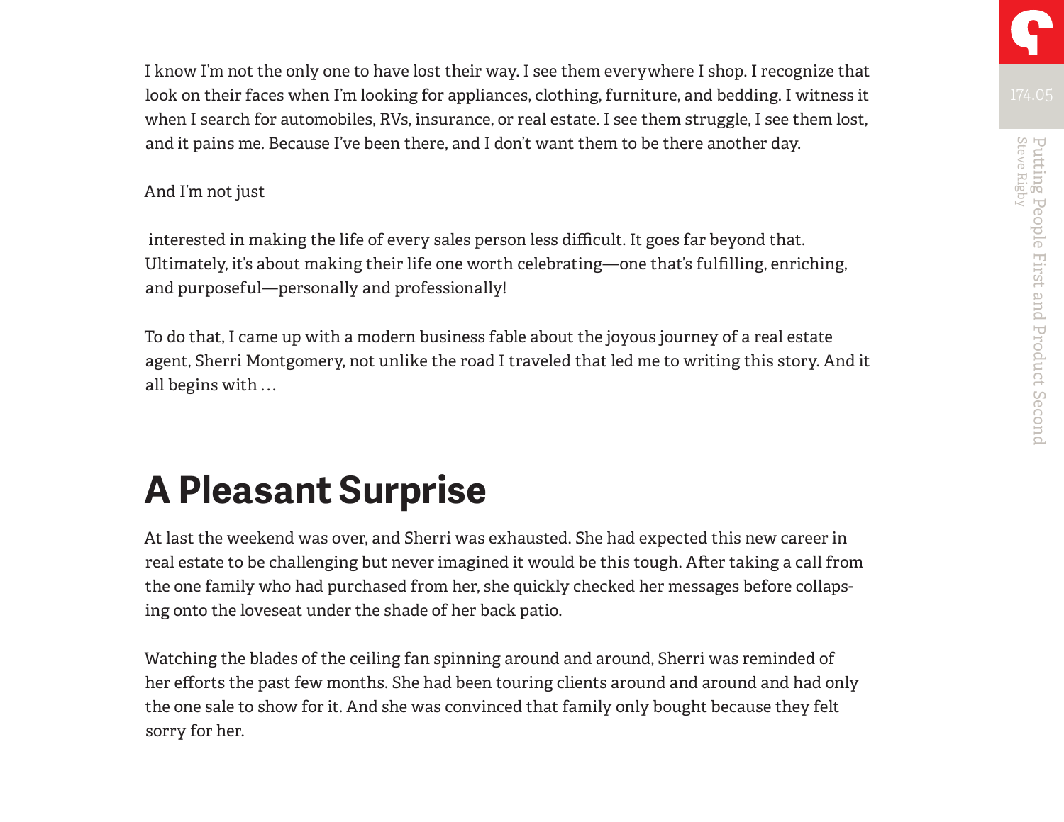I know I'm not the only one to have lost their way. I see them everywhere I shop. I recognize that look on their faces when I'm looking for appliances, clothing, furniture, and bedding. I witness it when I search for automobiles, RVs, insurance, or real estate. I see them struggle, I see them lost, and it pains me. Because I've been there, and I don't want them to be there another day.

And I'm not just

interested in making the life of every sales person less difficult. It goes far beyond that. Ultimately, it's about making their life one worth celebrating—one that's fulfilling, enriching, and purposeful—personally and professionally!

To do that, I came up with a modern business fable about the joyous journey of a real estate agent, Sherri Montgomery, not unlike the road I traveled that led me to writing this story. And it all begins with …

# A Pleasant Surprise

At last the weekend was over, and Sherri was exhausted. She had expected this new career in real estate to be challenging but never imagined it would be this tough. After taking a call from the one family who had purchased from her, she quickly checked her messages before collapsing onto the loveseat under the shade of her back patio.

Watching the blades of the ceiling fan spinning around and around, Sherri was reminded of her efforts the past few months. She had been touring clients around and around and had only the one sale to show for it. And she was convinced that family only bought because they felt sorry for her.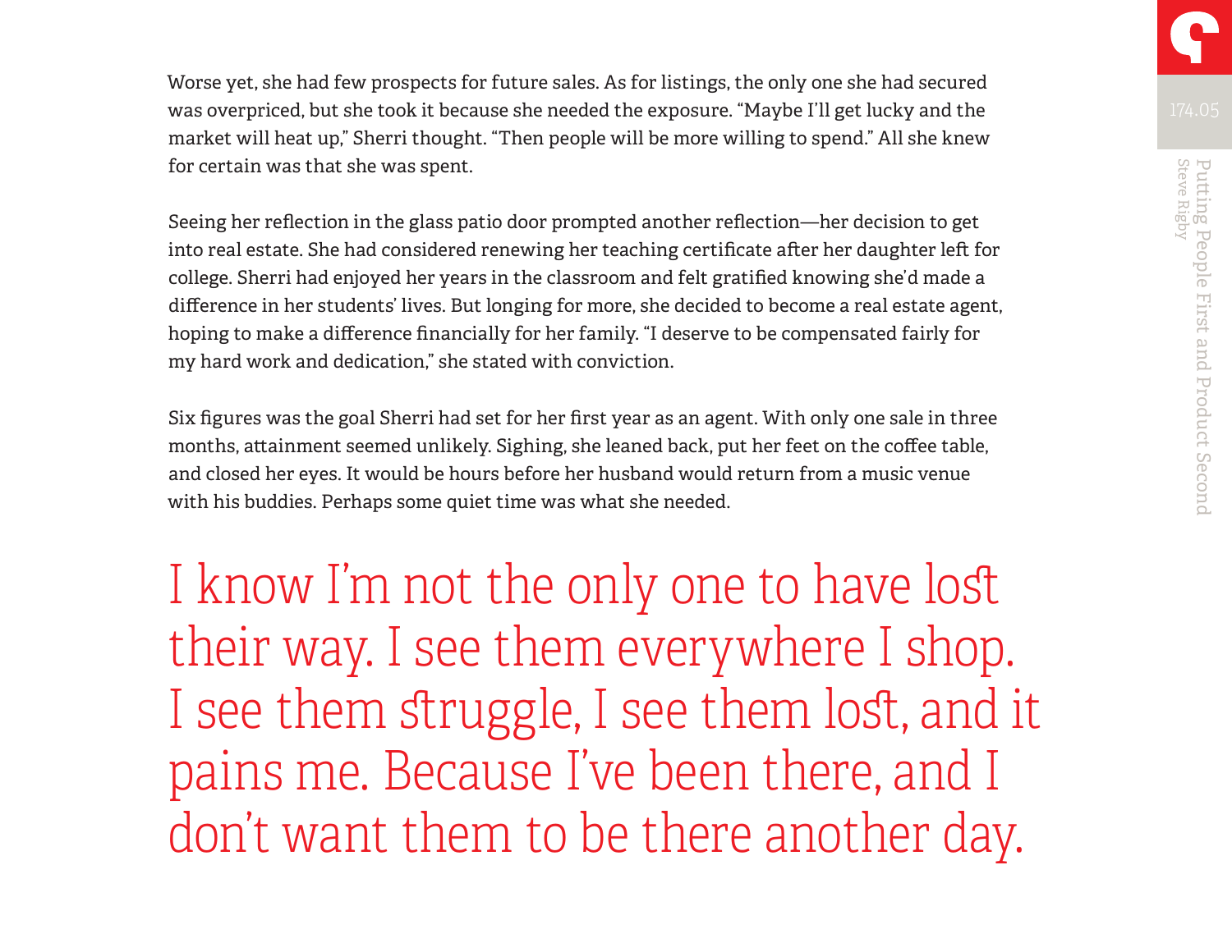Worse yet, she had few prospects for future sales. As for listings, the only one she had secured was overpriced, but she took it because she needed the exposure. "Maybe I'll get lucky and the market will heat up," Sherri thought. "Then people will be more willing to spend." All she knew for certain was that she was spent.

Seeing her reflection in the glass patio door prompted another reflection—her decision to get into real estate. She had considered renewing her teaching certificate after her daughter left for college. Sherri had enjoyed her years in the classroom and felt gratified knowing she'd made a difference in her students' lives. But longing for more, she decided to become a real estate agent, hoping to make a difference financially for her family. "I deserve to be compensated fairly for my hard work and dedication," she stated with conviction.

Six figures was the goal Sherri had set for her first year as an agent. With only one sale in three months, attainment seemed unlikely. Sighing, she leaned back, put her feet on the coffee table, and closed her eyes. It would be hours before her husband would return from a music venue with his buddies. Perhaps some quiet time was what she needed.

> I know I'm not the only one to have lost their way. I see them everywhere I shop. I see them struggle, I see them lost, and it pains me. Because I've been there, and I don't want them to be there another day.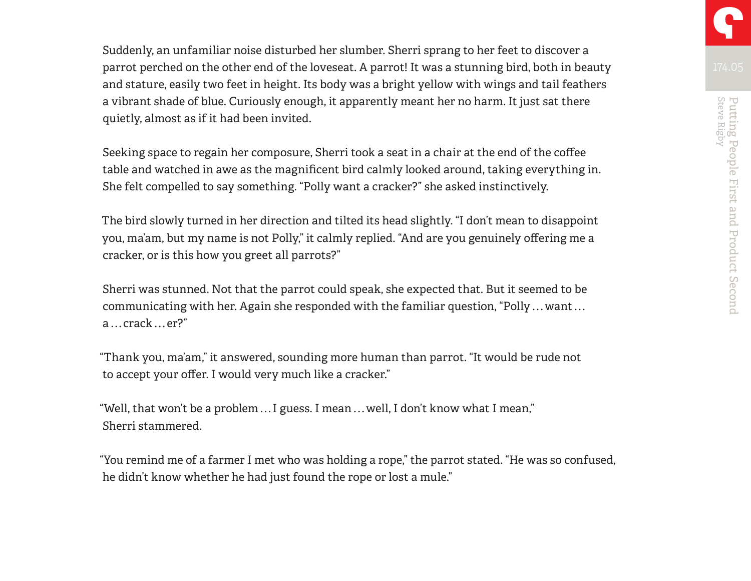Suddenly, an unfamiliar noise disturbed her slumber. Sherri sprang to her feet to discover a parrot perched on the other end of the loveseat. A parrot! It was a stunning bird, both in beauty and stature, easily two feet in height. Its body was a bright yellow with wings and tail feathers a vibrant shade of blue. Curiously enough, it apparently meant her no harm. It just sat there quietly, almost as if it had been invited.

Seeking space to regain her composure, Sherri took a seat in a chair at the end of the coffee table and watched in awe as the magnificent bird calmly looked around, taking everything in. She felt compelled to say something. "Polly want a cracker?" she asked instinctively.

The bird slowly turned in her direction and tilted its head slightly. "I don't mean to disappoint you, ma'am, but my name is not Polly," it calmly replied. "And are you genuinely offering me a cracker, or is this how you greet all parrots?"

Sherri was stunned. Not that the parrot could speak, she expected that. But it seemed to be communicating with her. Again she responded with the familiar question, "Polly … want … a … crack … er?"

"Thank you, ma'am," it answered, sounding more human than parrot. "It would be rude not to accept your offer. I would very much like a cracker."

"Well, that won't be a problem … I guess. I mean … well, I don't know what I mean," Sherri stammered.

"You remind me of a farmer I met who was holding a rope," the parrot stated. "He was so confused, he didn't know whether he had just found the rope or lost a mule."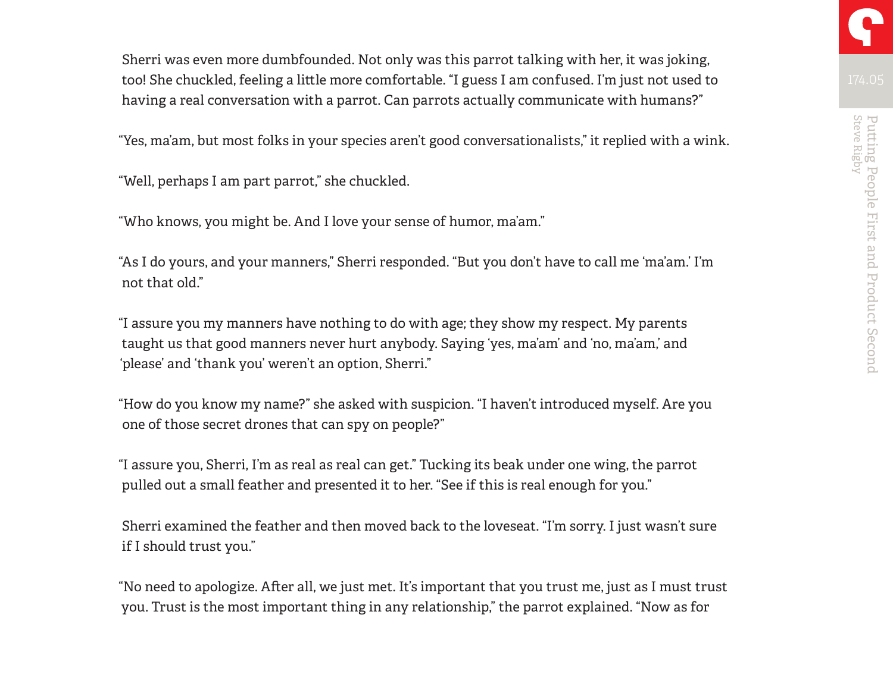Sherri was even more dumbfounded. Not only was this parrot talking with her, it was joking, too! She chuckled, feeling a little more comfortable. "I guess I am confused. I'm just not used to having a real conversation with a parrot. Can parrots actually communicate with humans?"

"Yes, ma'am, but most folks in your species aren't good conversationalists," it replied with a wink.

"Well, perhaps I am part parrot," she chuckled.

"Who knows, you might be. And I love your sense of humor, ma'am."

"As I do yours, and your manners," Sherri responded. "But you don't have to call me 'ma'am.' I'm not that old."

"I assure you my manners have nothing to do with age; they show my respect. My parents taught us that good manners never hurt anybody. Saying 'yes, ma'am' and 'no, ma'am,' and 'please' and 'thank you' weren't an option, Sherri."

"How do you know my name?" she asked with suspicion. "I haven't introduced myself. Are you one of those secret drones that can spy on people?"

"I assure you, Sherri, I'm as real as real can get." Tucking its beak under one wing, the parrot pulled out a small feather and presented it to her. "See if this is real enough for you."

Sherri examined the feather and then moved back to the loveseat. "I'm sorry. I just wasn't sure if I should trust you."

"No need to apologize. After all, we just met. It's important that you trust me, just as I must trust you. Trust is the most important thing in any relationship," the parrot explained. "Now as for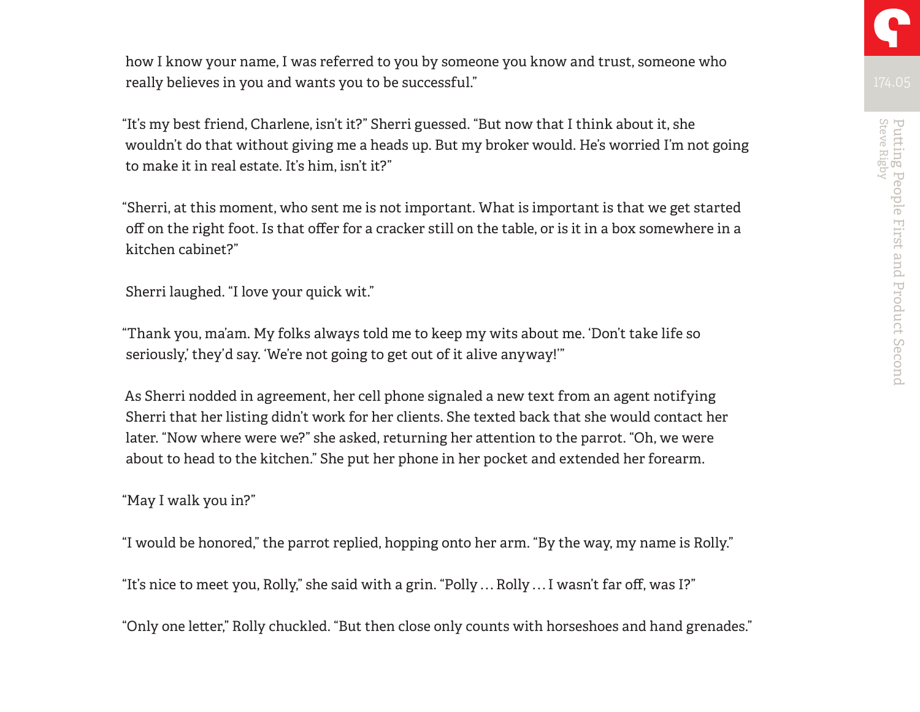how I know your name, I was referred to you by someone you know and trust, someone who really believes in you and wants you to be successful."

"It's my best friend, Charlene, isn't it?" Sherri guessed. "But now that I think about it, she wouldn't do that without giving me a heads up. But my broker would. He's worried I'm not going to make it in real estate. It's him, isn't it?"

"Sherri, at this moment, who sent me is not important. What is important is that we get started off on the right foot. Is that offer for a cracker still on the table, or is it in a box somewhere in a kitchen cabinet?"

Sherri laughed. "I love your quick wit."

"Thank you, ma'am. My folks always told me to keep my wits about me. 'Don't take life so seriously,' they'd say. 'We're not going to get out of it alive anyway!'"

As Sherri nodded in agreement, her cell phone signaled a new text from an agent notifying Sherri that her listing didn't work for her clients. She texted back that she would contact her later. "Now where were we?" she asked, returning her attention to the parrot. "Oh, we were about to head to the kitchen." She put her phone in her pocket and extended her forearm.

"May I walk you in?"

"I would be honored," the parrot replied, hopping onto her arm. "By the way, my name is Rolly."

"It's nice to meet you, Rolly," she said with a grin. "Polly … Rolly … I wasn't far off, was I?"

"Only one letter," Rolly chuckled. "But then close only counts with horseshoes and hand grenades."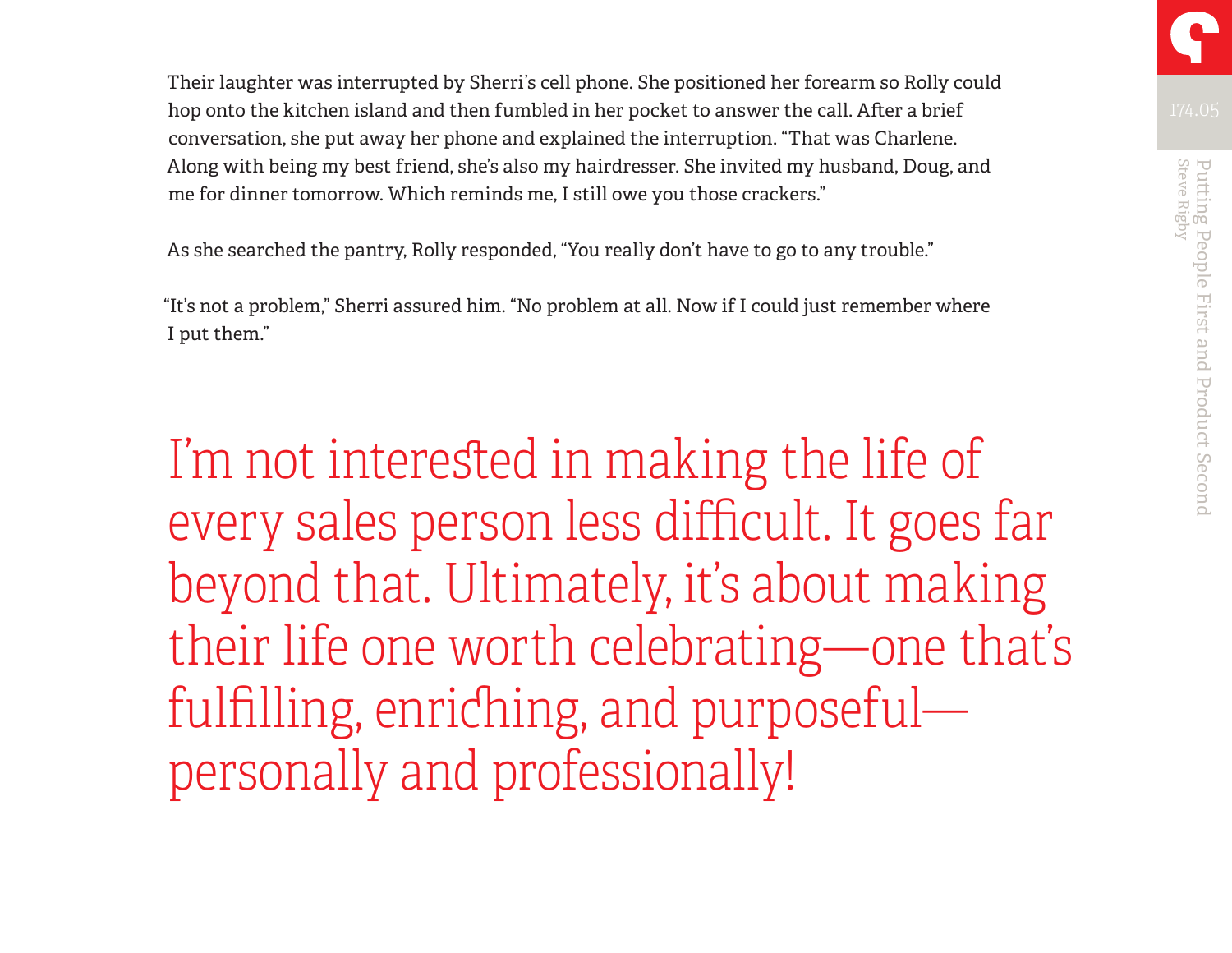Their laughter was interrupted by Sherri's cell phone. She positioned her forearm so Rolly could hop onto the kitchen island and then fumbled in her pocket to answer the call. After a brief conversation, she put away her phone and explained the interruption. "That was Charlene. Along with being my best friend, she's also my hairdresser. She invited my husband, Doug, and me for dinner tomorrow. Which reminds me, I still owe you those crackers."

As she searched the pantry, Rolly responded, "You really don't have to go to any trouble."

"It's not a problem," Sherri assured him. "No problem at all. Now if I could just remember where I put them."

> I'm not interested in making the life of every sales person less difficult. It goes far beyond that. Ultimately, it's about making their life one worth celebrating—one that's fulfilling, enriching, and purposeful—personally and professionally!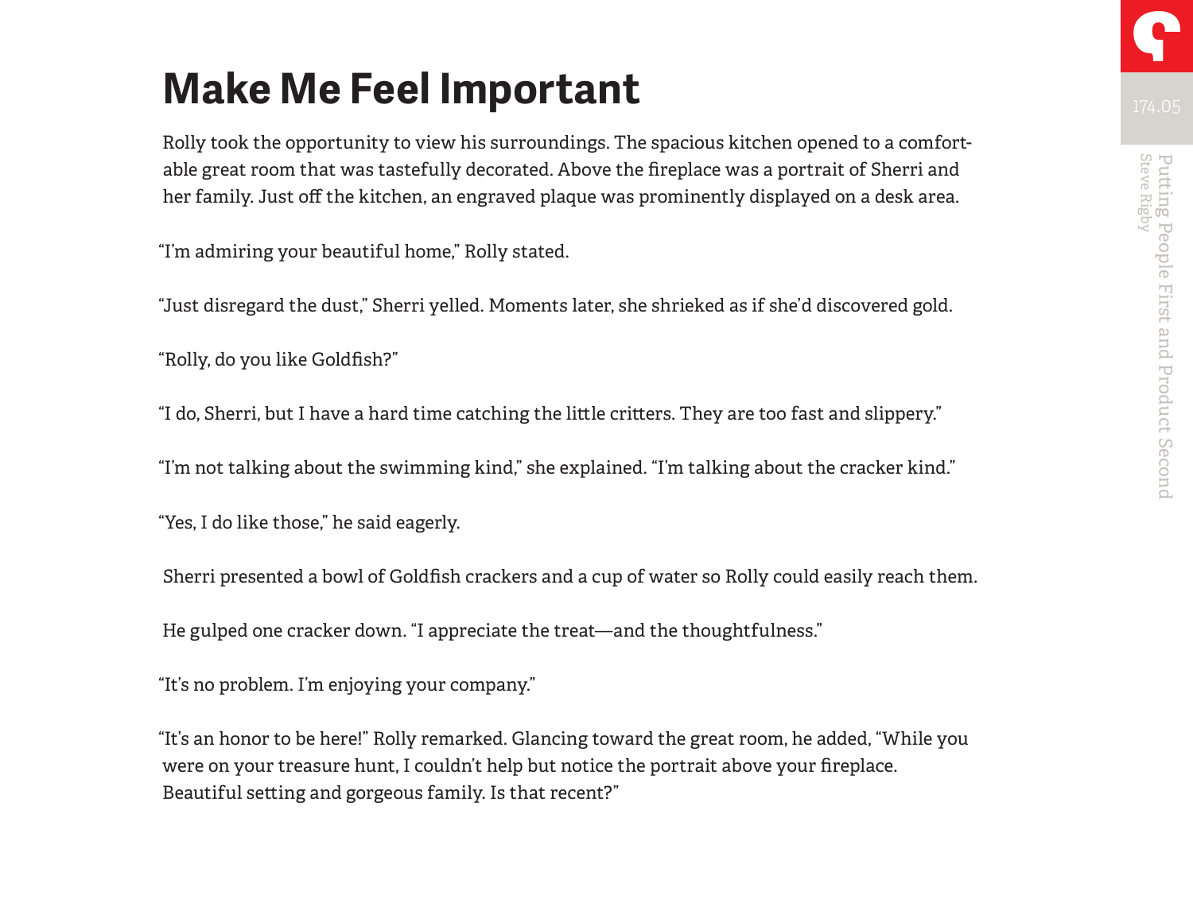# Make Me Feel Important

Rolly took the opportunity to view his surroundings. The spacious kitchen opened to a comfortable great room that was tastefully decorated. Above the fireplace was a portrait of Sherri and her family. Just off the kitchen, an engraved plaque was prominently displayed on a desk area.

"I'm admiring your beautiful home," Rolly stated.

"Just disregard the dust," Sherri yelled. Moments later, she shrieked as if she'd discovered gold.

"Rolly, do you like Goldfish?"

"I do, Sherri, but I have a hard time catching the little critters. They are too fast and slippery."

"I'm not talking about the swimming kind," she explained. "I'm talking about the cracker kind."

"Yes, I do like those," he said eagerly.

Sherri presented a bowl of Goldfish crackers and a cup of water so Rolly could easily reach them.

He gulped one cracker down. "I appreciate the treat—and the thoughtfulness."

"It's no problem. I'm enjoying your company."

"It's an honor to be here!" Rolly remarked. Glancing toward the great room, he added, "While you were on your treasure hunt, I couldn't help but notice the portrait above your fireplace. Beautiful setting and gorgeous family. Is that recent?"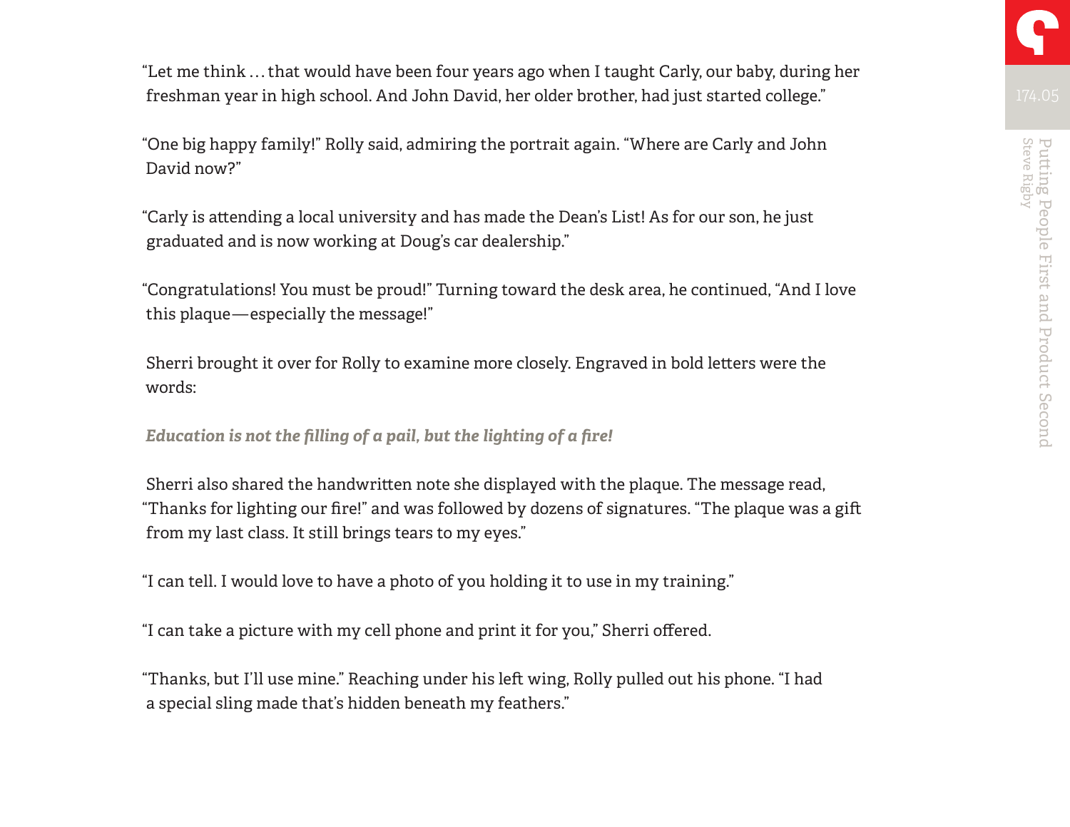"Let me think . . . that would have been four years ago when I taught Carly, our baby, during her freshman year in high school. And John David, her older brother, had just started college."

"One big happy family!" Rolly said, admiring the portrait again. "Where are Carly and John David now?"

"Carly is attending a local university and has made the Dean's List! As for our son, he just graduated and is now working at Doug's car dealership."

"Congratulations! You must be proud!" Turning toward the desk area, he continued, "And I love this plaque—especially the message!"

Sherri brought it over for Rolly to examine more closely. Engraved in bold letters were the words:

***Education is not the filling of a pail, but the lighting of a fire!***

Sherri also shared the handwritten note she displayed with the plaque. The message read, "Thanks for lighting our fire!" and was followed by dozens of signatures. "The plaque was a gift from my last class. It still brings tears to my eyes."

"I can tell. I would love to have a photo of you holding it to use in my training."

"I can take a picture with my cell phone and print it for you," Sherri offered.

"Thanks, but I'll use mine." Reaching under his left wing, Rolly pulled out his phone. "I had a special sling made that's hidden beneath my feathers."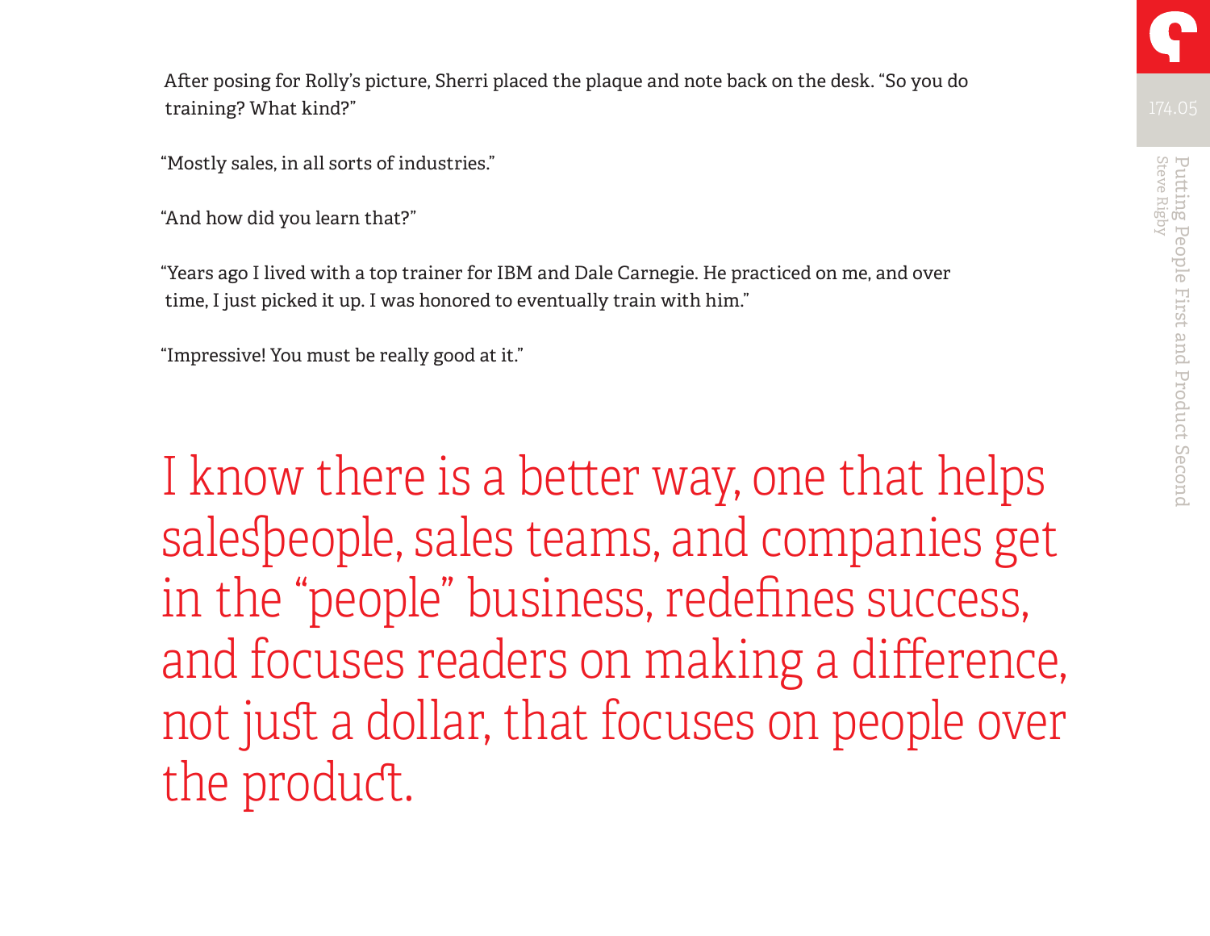After posing for Rolly's picture, Sherri placed the plaque and note back on the desk. "So you do training? What kind?"

"Mostly sales, in all sorts of industries."

"And how did you learn that?"

"Years ago I lived with a top trainer for IBM and Dale Carnegie. He practiced on me, and over time, I just picked it up. I was honored to eventually train with him."

"Impressive! You must be really good at it."

> I know there is a better way, one that helps salespeople, sales teams, and companies get in the "people" business, redefines success, and focuses readers on making a difference, not just a dollar, that focuses on people over the product.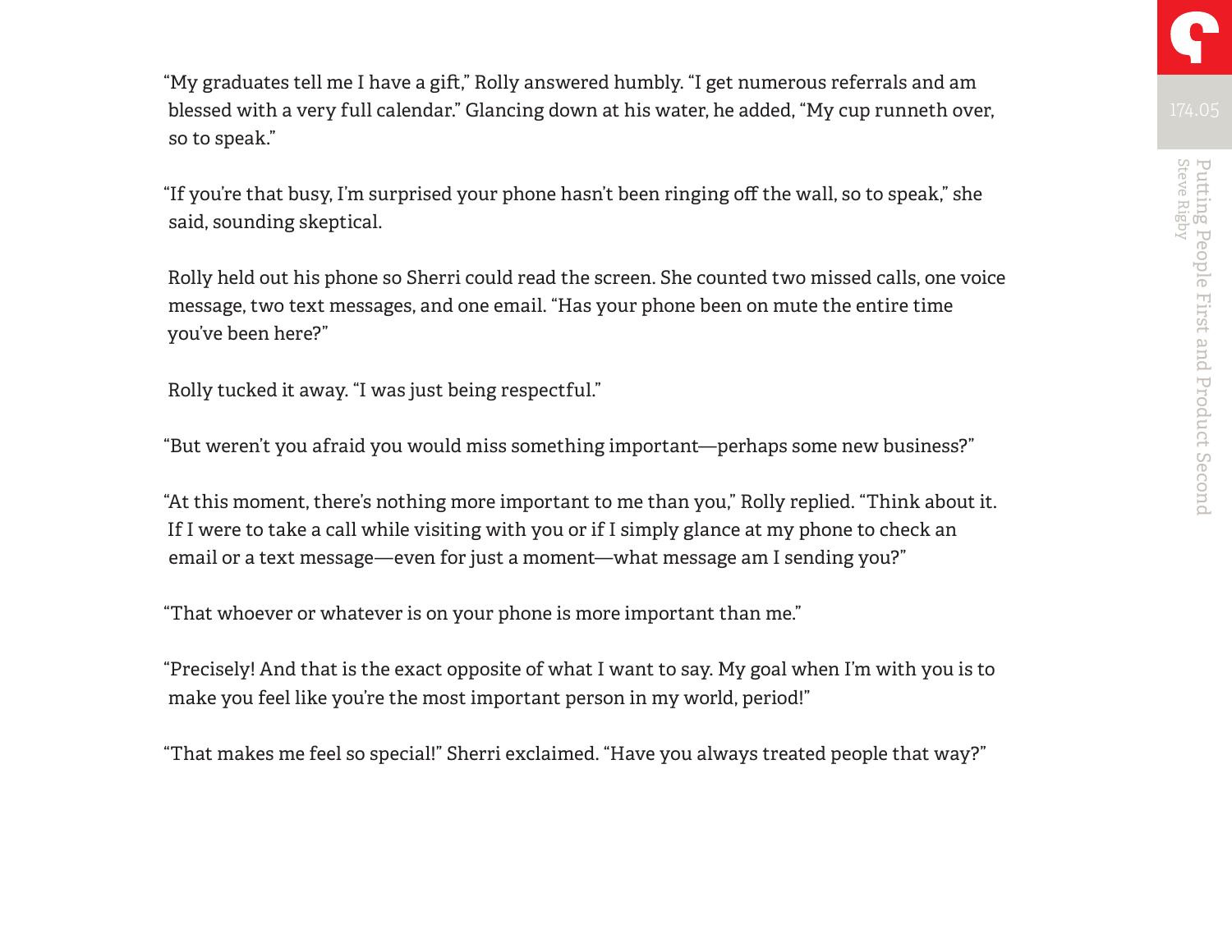"My graduates tell me I have a gift," Rolly answered humbly. "I get numerous referrals and am blessed with a very full calendar." Glancing down at his water, he added, "My cup runneth over, so to speak."

"If you're that busy, I'm surprised your phone hasn't been ringing off the wall, so to speak," she said, sounding skeptical.

Rolly held out his phone so Sherri could read the screen. She counted two missed calls, one voice message, two text messages, and one email. "Has your phone been on mute the entire time you've been here?"

Rolly tucked it away. "I was just being respectful."

"But weren't you afraid you would miss something important—perhaps some new business?"

"At this moment, there's nothing more important to me than you," Rolly replied. "Think about it. If I were to take a call while visiting with you or if I simply glance at my phone to check an email or a text message—even for just a moment—what message am I sending you?"

"That whoever or whatever is on your phone is more important than me."

"Precisely! And that is the exact opposite of what I want to say. My goal when I'm with you is to make you feel like you're the most important person in my world, period!"

"That makes me feel so special!" Sherri exclaimed. "Have you always treated people that way?"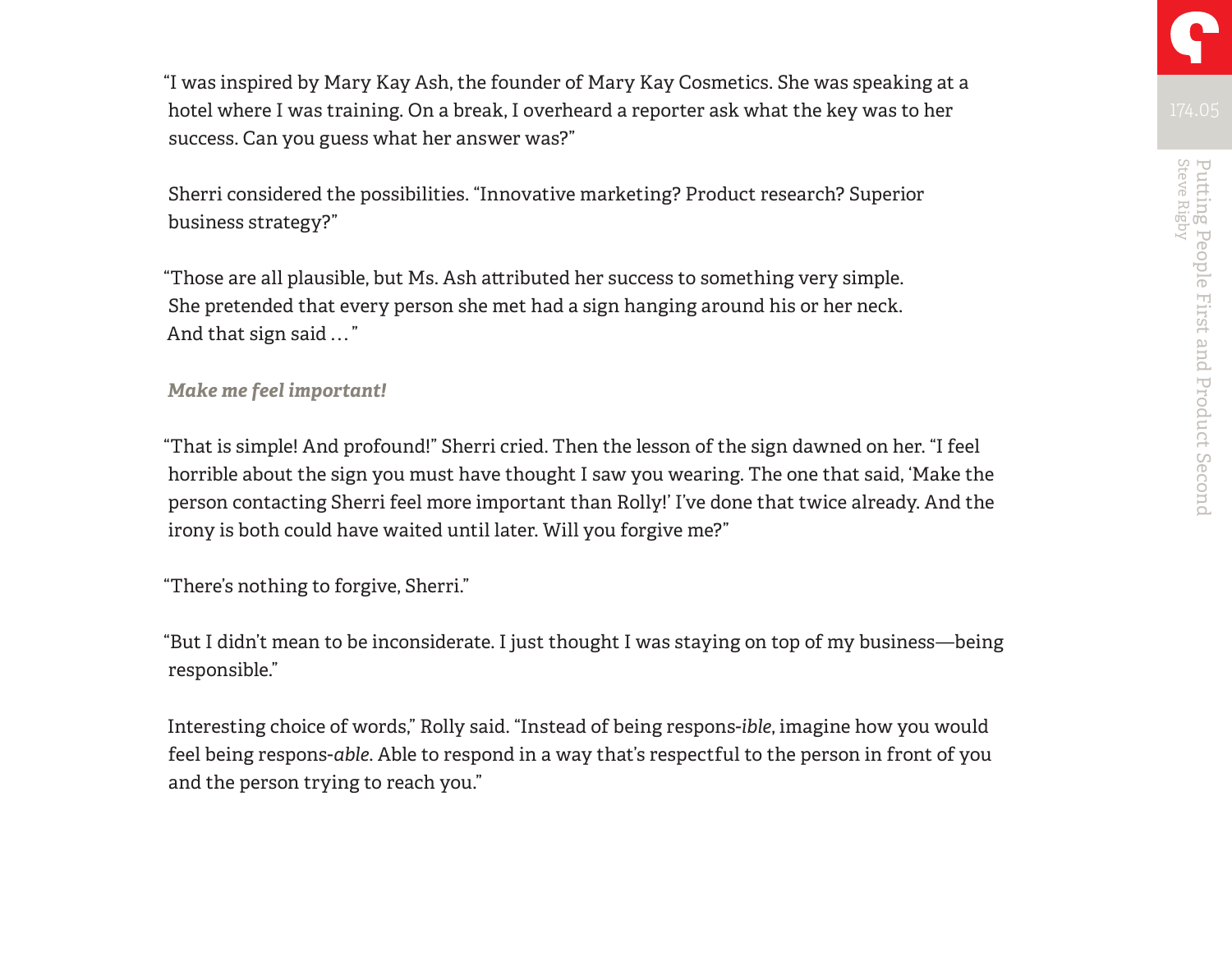"I was inspired by Mary Kay Ash, the founder of Mary Kay Cosmetics. She was speaking at a hotel where I was training. On a break, I overheard a reporter ask what the key was to her success. Can you guess what her answer was?"

Sherri considered the possibilities. "Innovative marketing? Product research? Superior business strategy?"

"Those are all plausible, but Ms. Ash attributed her success to something very simple. She pretended that every person she met had a sign hanging around his or her neck. And that sign said …"

***Make me feel important!***

"That is simple! And profound!" Sherri cried. Then the lesson of the sign dawned on her. "I feel horrible about the sign you must have thought I saw you wearing. The one that said, 'Make the person contacting Sherri feel more important than Rolly!' I've done that twice already. And the irony is both could have waited until later. Will you forgive me?"

"There's nothing to forgive, Sherri."

"But I didn't mean to be inconsiderate. I just thought I was staying on top of my business—being responsible."

Interesting choice of words," Rolly said. "Instead of being respons-*ible*, imagine how you would feel being respons-*able*. Able to respond in a way that's respectful to the person in front of you and the person trying to reach you."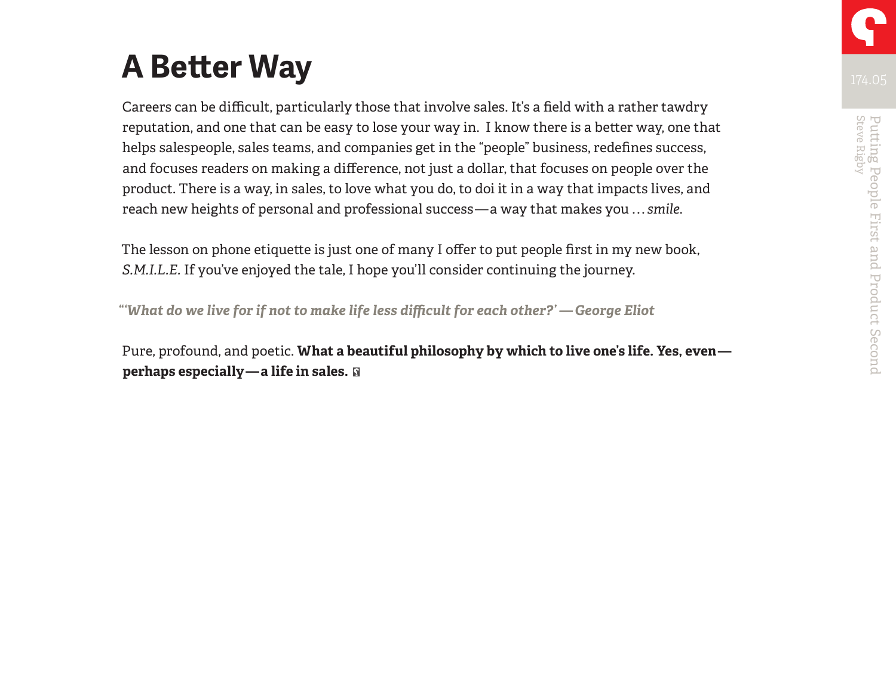# A Better Way

Careers can be difficult, particularly those that involve sales. It's a field with a rather tawdry reputation, and one that can be easy to lose your way in.  I know there is a better way, one that helps salespeople, sales teams, and companies get in the "people" business, redefines success, and focuses readers on making a difference, not just a dollar, that focuses on people over the product. There is a way, in sales, to love what you do, to doi it in a way that impacts lives, and reach new heights of personal and professional success—a way that makes you … *smile*.

The lesson on phone etiquette is just one of many I offer to put people first in my new book, *S.M.I.L.E.* If you've enjoyed the tale, I hope you'll consider continuing the journey.

*"'What do we live for if not to make life less difficult for each other?' —George Eliot*

Pure, profound, and poetic. **What a beautiful philosophy by which to live one's life. Yes, even—perhaps especially—a life in sales.**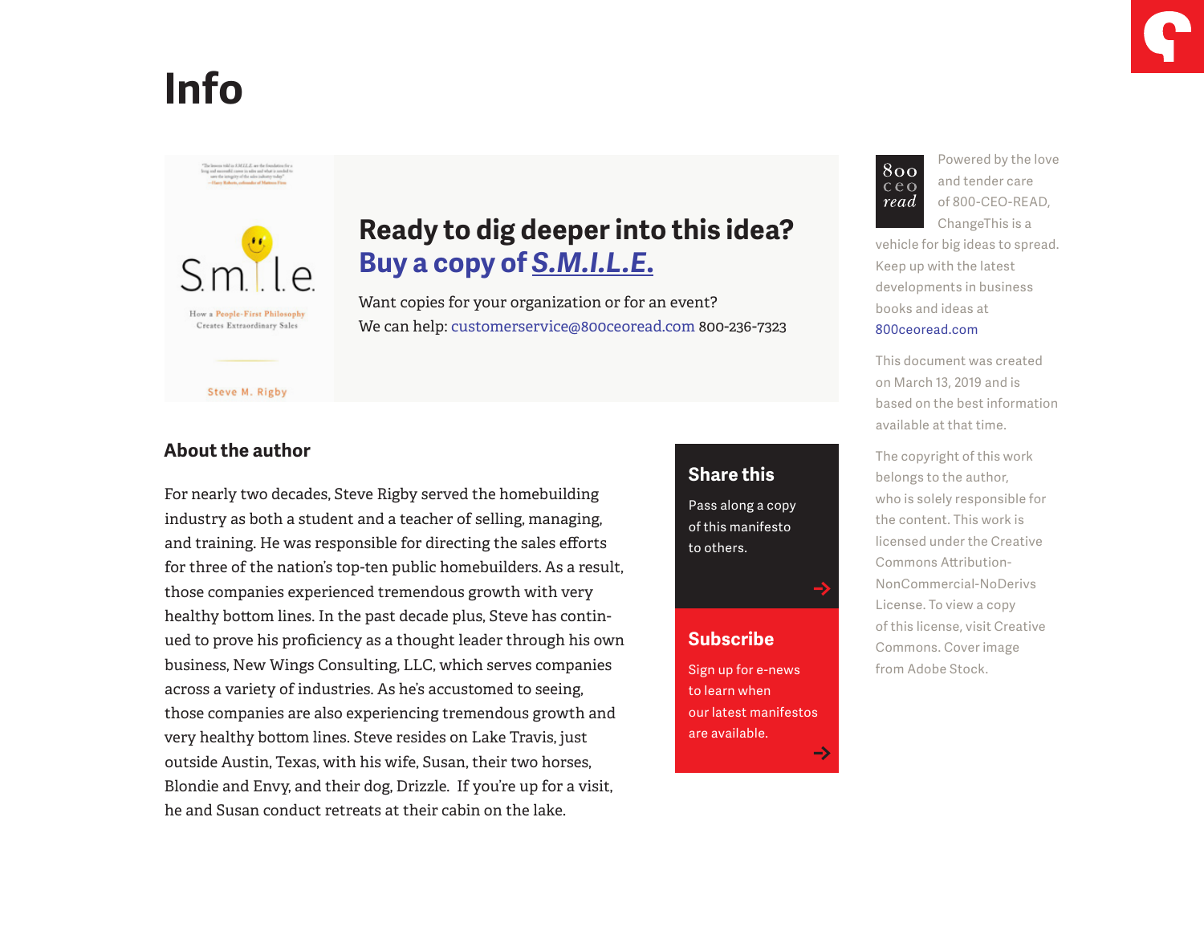# Info

## Ready to dig deeper into this idea?
## Buy a copy of *S.M.I.L.E.*

Want copies for your organization or for an event?
We can help: customerservice@800ceoread.com 800-236-7323

### About the author

For nearly two decades, Steve Rigby served the homebuilding industry as both a student and a teacher of selling, managing, and training. He was responsible for directing the sales efforts for three of the nation's top-ten public homebuilders. As a result, those companies experienced tremendous growth with very healthy bottom lines. In the past decade plus, Steve has continued to prove his proficiency as a thought leader through his own business, New Wings Consulting, LLC, which serves companies across a variety of industries. As he's accustomed to seeing, those companies are also experiencing tremendous growth and very healthy bottom lines. Steve resides on Lake Travis, just outside Austin, Texas, with his wife, Susan, their two horses, Blondie and Envy, and their dog, Drizzle. If you're up for a visit, he and Susan conduct retreats at their cabin on the lake.

### Share this

Pass along a copy of this manifesto to others.

### Subscribe

Sign up for e-news to learn when our latest manifestos are available.

Powered by the love and tender care of 800-CEO-READ, ChangeThis is a vehicle for big ideas to spread. Keep up with the latest developments in business books and ideas at 800ceoread.com

This document was created on March 13, 2019 and is based on the best information available at that time.

The copyright of this work belongs to the author, who is solely responsible for the content. This work is licensed under the Creative Commons Attribution-NonCommercial-NoDerivs License. To view a copy of this license, visit Creative Commons. Cover image from Adobe Stock.